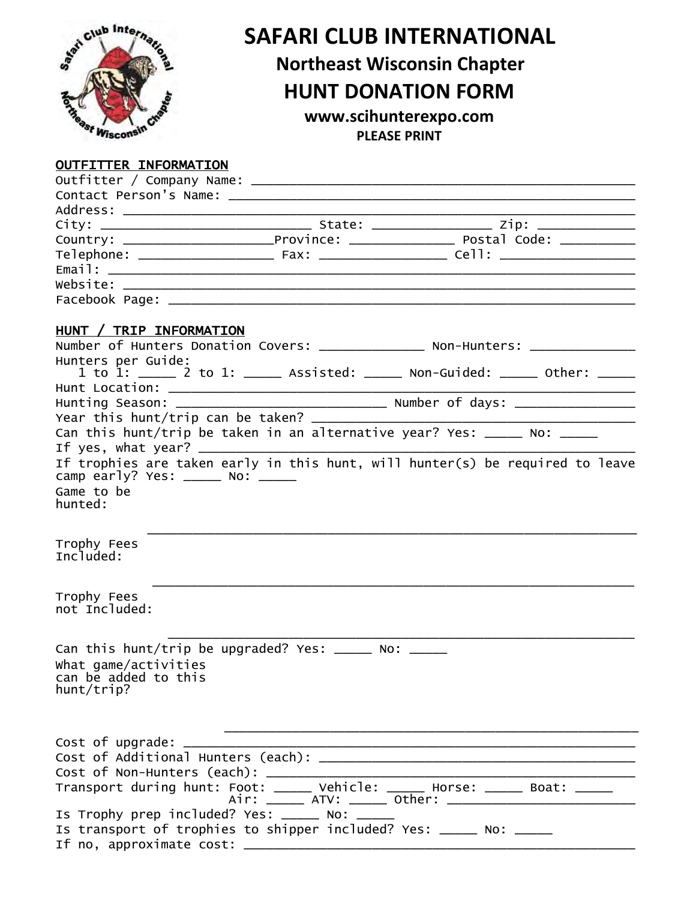# SAFARI CLUB INTERNATIONAL

## Northeast Wisconsin Chapter

## HUNT DONATION FORM

**www.scihunterexpo.com**

**PLEASE PRINT**

**OUTFITTER INFORMATION**

Outfitter / Company Name: ______________________________________________

Contact Person's Name: ______________________________________________

Address: ______________________________________________

City: ______________________ State: ______________ Zip: ____________

Country: __________________Province: _____________ Postal Code: __________

Telephone: ________________ Fax: _______________ Cell: ________________

Email: ______________________________________________

Website: ______________________________________________

Facebook Page: ______________________________________________

**HUNT / TRIP INFORMATION**

Number of Hunters Donation Covers: _____________ Non-Hunters: _____________

Hunters per Guide:
1 to 1: _____ 2 to 1: _____ Assisted: _____ Non-Guided: _____ Other: _____

Hunt Location: ______________________________________________

Hunting Season: ___________________________ Number of days: _______________

Year this hunt/trip can be taken? ______________________________________________

Can this hunt/trip be taken in an alternative year? Yes: _____ No: _____

If yes, what year? ______________________________________________

If trophies are taken early in this hunt, will hunter(s) be required to leave camp early? Yes: _____ No: _____

Game to be hunted:

______________________________________________

Trophy Fees Included:

______________________________________________

Trophy Fees not Included:

______________________________________________

Can this hunt/trip be upgraded? Yes: _____ No: _____

What game/activities can be added to this hunt/trip?

______________________________________________

Cost of upgrade: ______________________________________________

Cost of Additional Hunters (each): ______________________________________________

Cost of Non-Hunters (each): ______________________________________________

Transport during hunt: Foot: _____ Vehicle: _____ Horse: _____ Boat: _____
Air: _____ ATV: _____ Other: ________________________

Is Trophy prep included? Yes: _____ No: _____

Is transport of trophies to shipper included? Yes: _____ No: _____

If no, approximate cost: ______________________________________________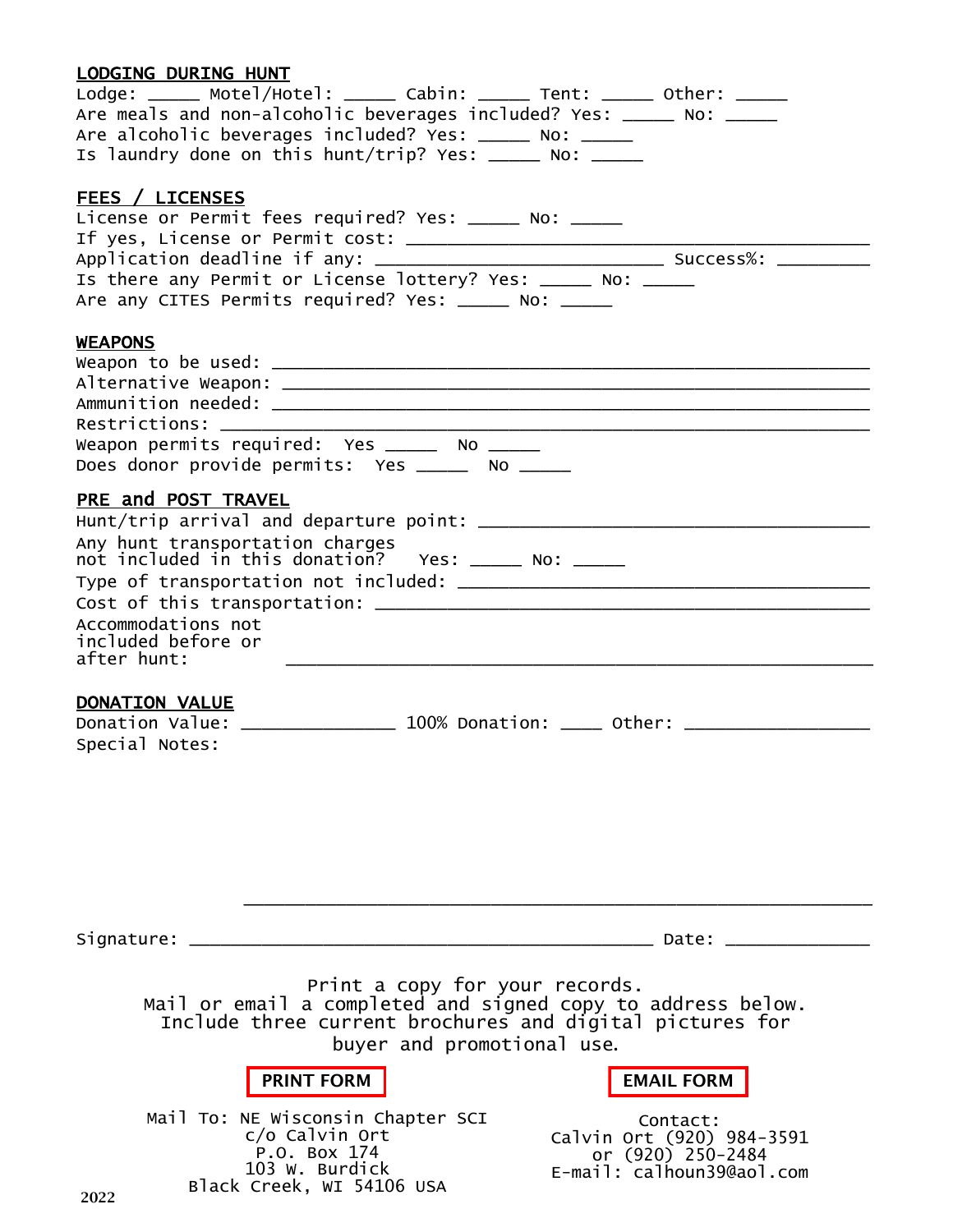## LODGING DURING HUNT

Lodge: _____ Motel/Hotel: _____ Cabin: _____ Tent: _____ Other: _____
Are meals and non-alcoholic beverages included? Yes: _____ No: _____
Are alcoholic beverages included? Yes: _____ No: _____
Is laundry done on this hunt/trip? Yes: _____ No: _____

## FEES / LICENSES

License or Permit fees required? Yes: _____ No: _____
If yes, License or Permit cost: _____________________________________________
Application deadline if any: ____________________________ Success%: _________
Is there any Permit or License lottery? Yes: _____ No: _____
Are any CITES Permits required? Yes: _____ No: _____

## WEAPONS

Weapon to be used: __________________________________________________________
Alternative Weapon: _________________________________________________________
Ammunition needed: __________________________________________________________
Restrictions: ______________________________________________________________
Weapon permits required: Yes _____ No _____
Does donor provide permits: Yes _____ No _____

## PRE and POST TRAVEL

Hunt/trip arrival and departure point: ______________________________________
Any hunt transportation charges not included in this donation? Yes: _____ No: _____
Type of transportation not included: ________________________________________
Cost of this transportation: ______________________________________________
Accommodations not included before or after hunt: __________________________________________________________

## DONATION VALUE

Donation Value: _______________ 100% Donation: ____ Other: _________________
Special Notes:

____________________________________________________________

Signature: _____________________________________________ Date: ______________

Print a copy for your records.
Mail or email a completed and signed copy to address below.
Include three current brochures and digital pictures for buyer and promotional use.

PRINT FORM

EMAIL FORM

Mail To: NE Wisconsin Chapter SCI
c/o Calvin Ort
P.O. Box 174
103 W. Burdick
Black Creek, WI 54106 USA

Contact:
Calvin Ort (920) 984-3591
or (920) 250-2484
E-mail: calhoun39@aol.com

2022